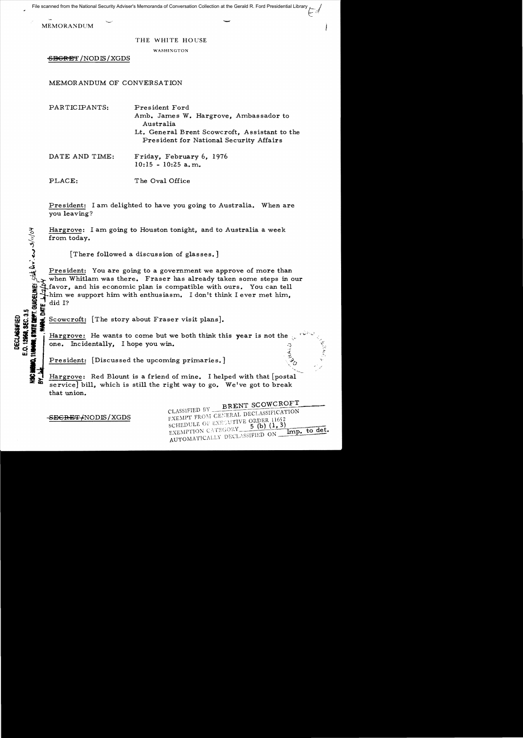MEMORANDUM

THE WHITE HOUSE

WASHINGTON

~~SECRET~~/NODIS/XGDS

MEMORANDUM OF CONVERSATION

PARTICIPANTS: President Ford
Amb. James W. Hargrove, Ambassador to Australia
Lt. General Brent Scowcroft, Assistant to the President for National Security Affairs

DATE AND TIME: Friday, February 6, 1976
10:15 - 10:25 a.m.

PLACE: The Oval Office

President: I am delighted to have you going to Australia. When are you leaving?

Hargrove: I am going to Houston tonight, and to Australia a week from today.

[There followed a discussion of glasses.]

President: You are going to a government we approve of more than when Whitlam was there. Fraser has already taken some steps in our favor, and his economic plan is compatible with ours. You can tell him we support him with enthusiasm. I don't think I ever met him, did I?

Scowcroft: [The story about Fraser visit plans].

Hargrove: He wants to come but we both think this year is not the one. Incidentally, I hope you win.

President: [Discussed the upcoming primaries.]

Hargrove: Red Blount is a friend of mine. I helped with that [postal service] bill, which is still the right way to go. We've got to break that union.

~~SECRET~~/NODIS/XGDS

CLASSIFIED BY BRENT SCOWCROFT
EXEMPT FROM GENERAL DECLASSIFICATION
SCHEDULE OF EXECUTIVE ORDER 11652
EXEMPTION CATEGORY 5 (b) (1, 3)
AUTOMATICALLY DECLASSIFIED ON Imp. to det.

DECLASSIFIED
E.O. 12958, SEC. 3.5
NSC MEMO, 11/24/98, STATE DEPT. GUIDELINES State Dev. 3/11/04
BY [illegible], NARA, DATE 4/2/04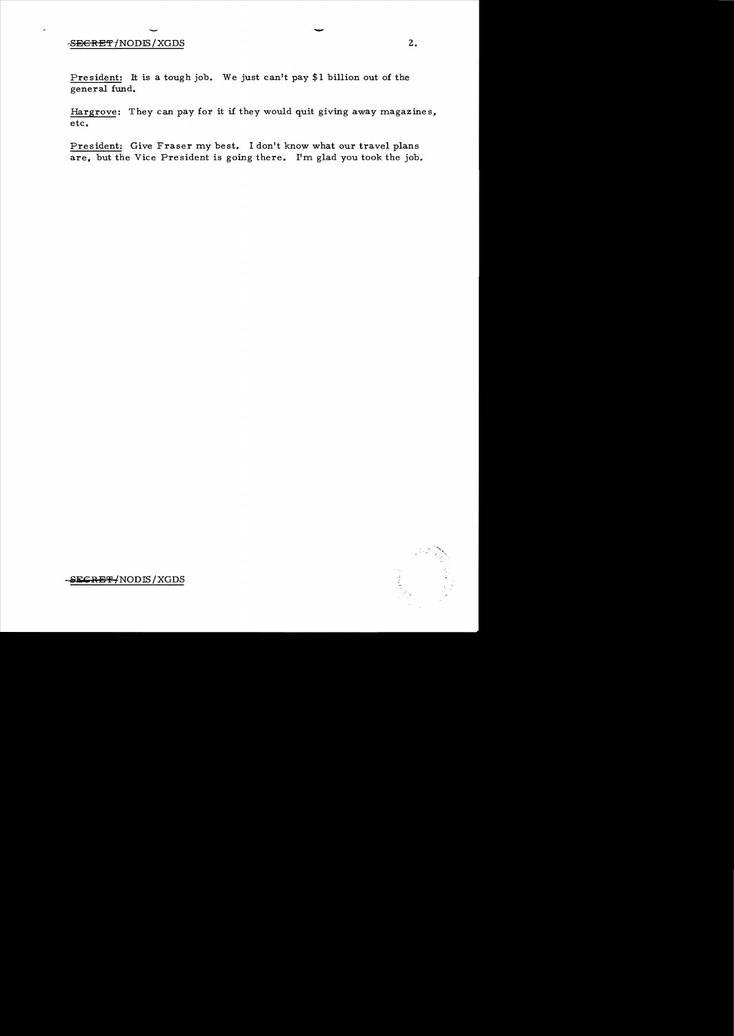<u>President</u>: It is a tough job. We just can't pay $1 billion out of the general fund.

<u>Hargrove</u>: They can pay for it if they would quit giving away magazines, etc.

<u>President</u>: Give Fraser my best. I don't know what our travel plans are, but the Vice President is going there. I'm glad you took the job.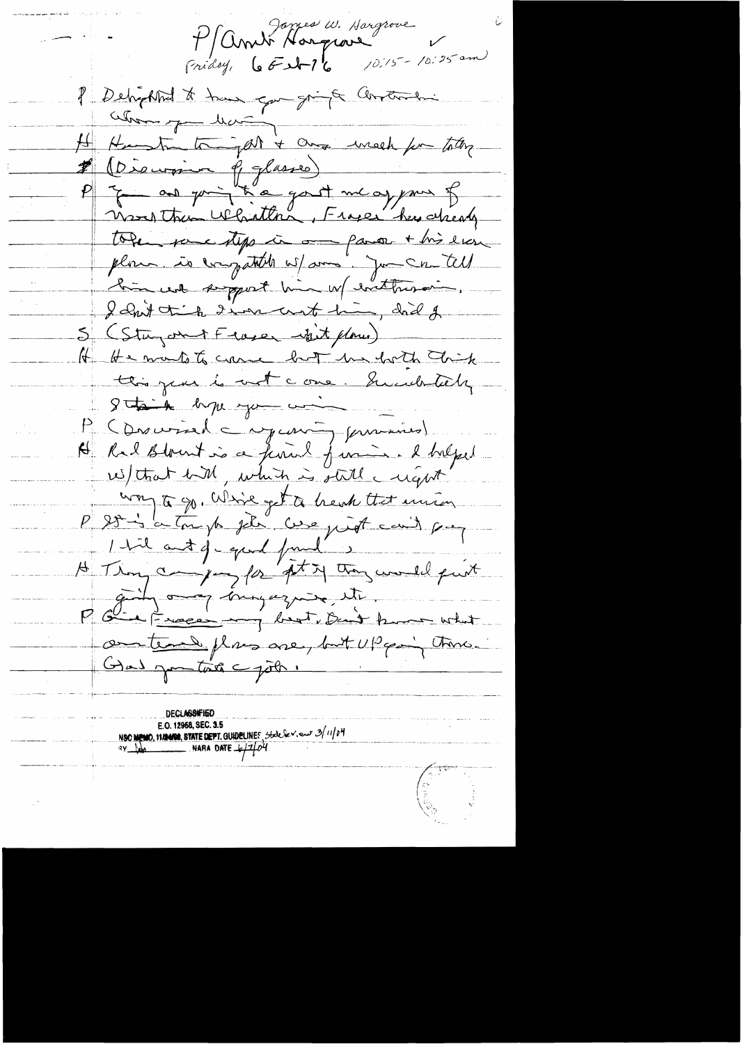P/Amb James W. Hargrove ✓

Friday, 6 Feb 76 10:15 – 10:25 am

P Delighted to have you going to Australia when you have.

H Hanston trip + one week for talks

P (Discussion of glasses)

P You are going to a post much of importance than Whitlam. Fraser has already taken some steps in our favor + his economic plan is compatible w/ ours. You can tell him we support him w/ enthusiasm. I don't think I ever met him, did I.

S (Strong about Fraser visit plans)

H He wants to come but we both think this year is not a one. Undoubtedly I think hope you win.

P (Discussed campaign primaries)

H Red Blount is a friend of mine. I helped w/ that bill, which is still a right way to go. We've got to break that union.

P It's a tough job. We just can't pay 1 bil out of general fund.

H They can pay for it if they would quit giving away magazines, etc.

P Give Fraser my best. Don't know what our travel plans are, but VP going there. Glad you took a job.

DECLASSIFIED
E.O. 12958, SEC. 3.5
NSC MEMO, 11/24/98, STATE DEPT. GUIDELINES State Rev. 3/11/04
BY [initials] NARA DATE 6/7/04